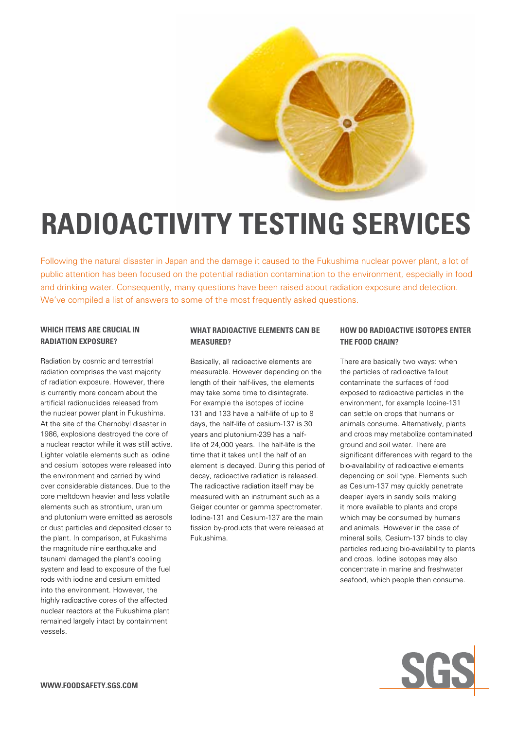# RADIOACTIVITY TESTING SERVICES

Following the natural disaster in Japan and the damage it caused to the Fukushima nuclear power plant, a lot of public attention has been focused on the potential radiation contamination to the environment, especially in food and drinking water. Consequently, many questions have been raised about radiation exposure and detection. We've compiled a list of answers to some of the most frequently asked questions.

### WHICH ITEMS ARE CRUCIAL IN RADIATION EXPOSURE?

Radiation by cosmic and terrestrial radiation comprises the vast majority of radiation exposure. However, there is currently more concern about the artificial radionuclides released from the nuclear power plant in Fukushima. At the site of the Chernobyl disaster in 1986, explosions destroyed the core of a nuclear reactor while it was still active. Lighter volatile elements such as iodine and cesium isotopes were released into the environment and carried by wind over considerable distances. Due to the core meltdown heavier and less volatile elements such as strontium, uranium and plutonium were emitted as aerosols or dust particles and deposited closer to the plant. In comparison, at Fukashima the magnitude nine earthquake and tsunami damaged the plant's cooling system and lead to exposure of the fuel rods with iodine and cesium emitted into the environment. However, the highly radioactive cores of the affected nuclear reactors at the Fukushima plant remained largely intact by containment vessels.

### WHAT RADIOACTIVE ELEMENTS CAN BE MEASURED?

Basically, all radioactive elements are measurable. However depending on the length of their half-lives, the elements may take some time to disintegrate. For example the isotopes of iodine 131 and 133 have a half-life of up to 8 days, the half-life of cesium-137 is 30 years and plutonium-239 has a half-life of 24,000 years. The half-life is the time that it takes until the half of an element is decayed. During this period of decay, radioactive radiation is released. The radioactive radiation itself may be measured with an instrument such as a Geiger counter or gamma spectrometer. Iodine-131 and Cesium-137 are the main fission by-products that were released at Fukushima.

### HOW DO RADIOACTIVE ISOTOPES ENTER THE FOOD CHAIN?

There are basically two ways: when the particles of radioactive fallout contaminate the surfaces of food exposed to radioactive particles in the environment, for example Iodine-131 can settle on crops that humans or animals consume. Alternatively, plants and crops may metabolize contaminated ground and soil water. There are significant differences with regard to the bio-availability of radioactive elements depending on soil type. Elements such as Cesium-137 may quickly penetrate deeper layers in sandy soils making it more available to plants and crops which may be consumed by humans and animals. However in the case of mineral soils, Cesium-137 binds to clay particles reducing bio-availability to plants and crops. Iodine isotopes may also concentrate in marine and freshwater seafood, which people then consume.

WWW.FOODSAFETY.SGS.COM

SGS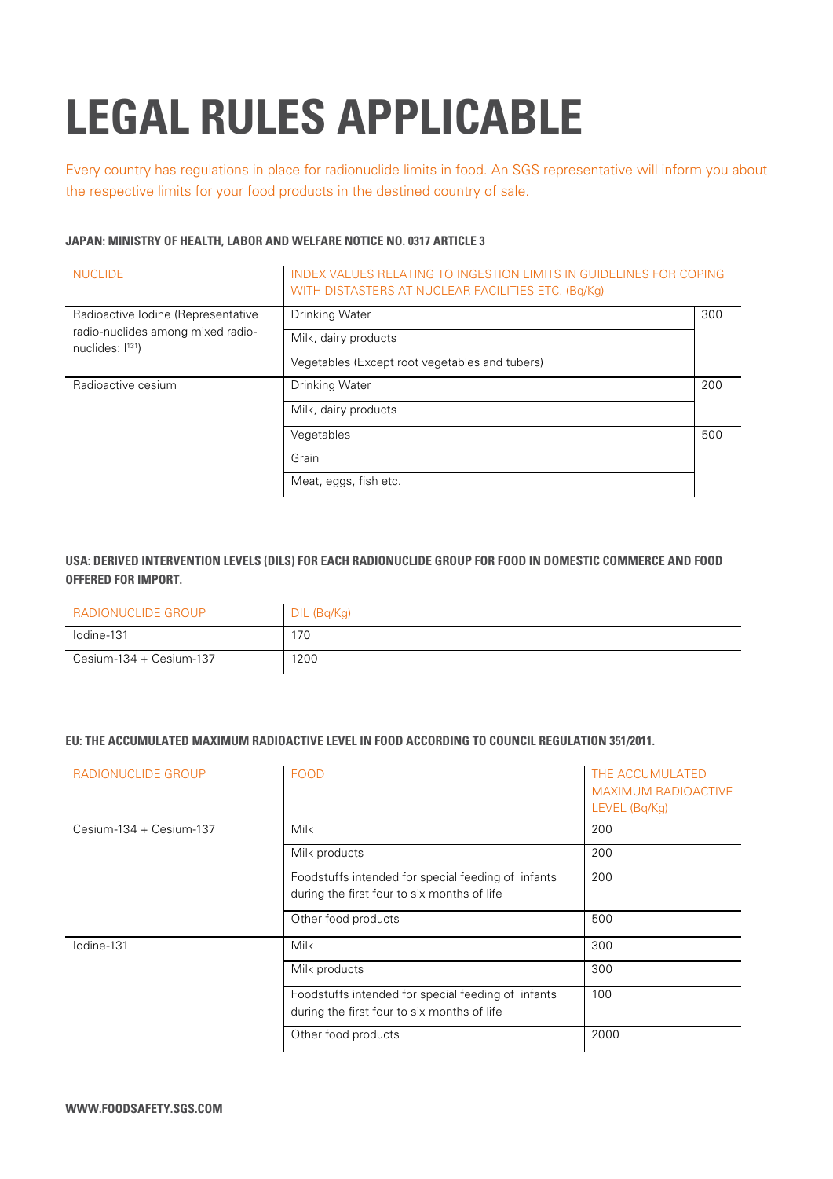# LEGAL RULES APPLICABLE

Every country has regulations in place for radionuclide limits in food. An SGS representative will inform you about the respective limits for your food products in the destined country of sale.

**JAPAN: MINISTRY OF HEALTH, LABOR AND WELFARE NOTICE NO. 0317 ARTICLE 3**

| NUCLIDE | INDEX VALUES RELATING TO INGESTION LIMITS IN GUIDELINES FOR COPING WITH DISTASTERS AT NUCLEAR FACILITIES ETC. (Bq/Kg) | |
|---|---|---|
| Radioactive Iodine (Representative radio-nuclides among mixed radio-nuclides: $I^{131}$) | Drinking Water | 300 |
| | Milk, dairy products | |
| | Vegetables (Except root vegetables and tubers) | |
| Radioactive cesium | Drinking Water | 200 |
| | Milk, dairy products | |
| | Vegetables | 500 |
| | Grain | |
| | Meat, eggs, fish etc. | |

**USA: DERIVED INTERVENTION LEVELS (DILS) FOR EACH RADIONUCLIDE GROUP FOR FOOD IN DOMESTIC COMMERCE AND FOOD OFFERED FOR IMPORT.**

| RADIONUCLIDE GROUP | DIL (Bq/Kg) |
|---|---|
| Iodine-131 | 170 |
| Cesium-134 + Cesium-137 | 1200 |

**EU: THE ACCUMULATED MAXIMUM RADIOACTIVE LEVEL IN FOOD ACCORDING TO COUNCIL REGULATION 351/2011.**

| RADIONUCLIDE GROUP | FOOD | THE ACCUMULATED MAXIMUM RADIOACTIVE LEVEL (Bq/Kg) |
|---|---|---|
| Cesium-134 + Cesium-137 | Milk | 200 |
| | Milk products | 200 |
| | Foodstuffs intended for special feeding of infants during the first four to six months of life | 200 |
| | Other food products | 500 |
| Iodine-131 | Milk | 300 |
| | Milk products | 300 |
| | Foodstuffs intended for special feeding of infants during the first four to six months of life | 100 |
| | Other food products | 2000 |

**WWW.FOODSAFETY.SGS.COM**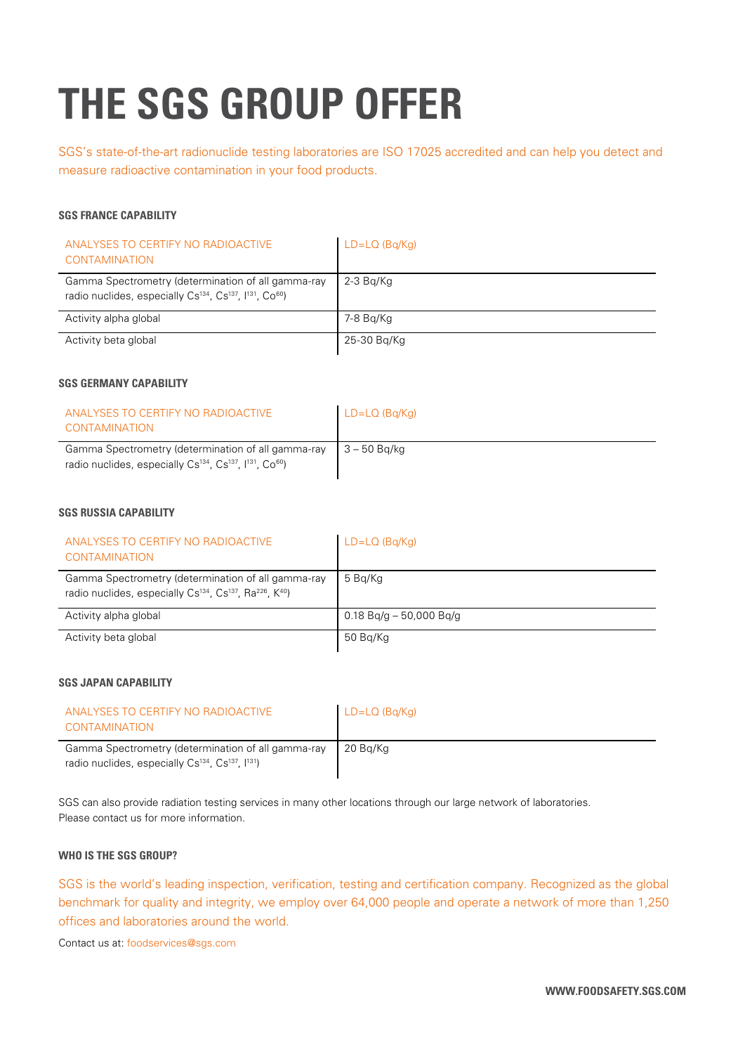# THE SGS GROUP OFFER

SGS's state-of-the-art radionuclide testing laboratories are ISO 17025 accredited and can help you detect and measure radioactive contamination in your food products.

#### SGS FRANCE CAPABILITY

| ANALYSES TO CERTIFY NO RADIOACTIVE CONTAMINATION | LD=LQ (Bq/Kg) |
|---|---|
| Gamma Spectrometry (determination of all gamma-ray radio nuclides, especially $Cs^{134}$, $Cs^{137}$, $I^{131}$, $Co^{60}$) | 2-3 Bq/Kg |
| Activity alpha global | 7-8 Bq/Kg |
| Activity beta global | 25-30 Bq/Kg |

#### SGS GERMANY CAPABILITY

| ANALYSES TO CERTIFY NO RADIOACTIVE CONTAMINATION | LD=LQ (Bq/Kg) |
|---|---|
| Gamma Spectrometry (determination of all gamma-ray radio nuclides, especially $Cs^{134}$, $Cs^{137}$, $I^{131}$, $Co^{60}$) | 3 – 50 Bq/kg |

#### SGS RUSSIA CAPABILITY

| ANALYSES TO CERTIFY NO RADIOACTIVE CONTAMINATION | LD=LQ (Bq/Kg) |
|---|---|
| Gamma Spectrometry (determination of all gamma-ray radio nuclides, especially $Cs^{134}$, $Cs^{137}$, $Ra^{226}$, $K^{40}$) | 5 Bq/Kg |
| Activity alpha global | 0.18 Bq/g – 50,000 Bq/g |
| Activity beta global | 50 Bq/Kg |

#### SGS JAPAN CAPABILITY

| ANALYSES TO CERTIFY NO RADIOACTIVE CONTAMINATION | LD=LQ (Bq/Kg) |
|---|---|
| Gamma Spectrometry (determination of all gamma-ray radio nuclides, especially $Cs^{134}$, $Cs^{137}$, $I^{131}$) | 20 Bq/Kg |

SGS can also provide radiation testing services in many other locations through our large network of laboratories. Please contact us for more information.

#### WHO IS THE SGS GROUP?

SGS is the world's leading inspection, verification, testing and certification company. Recognized as the global benchmark for quality and integrity, we employ over 64,000 people and operate a network of more than 1,250 offices and laboratories around the world.

Contact us at: foodservices@sgs.com

**WWW.FOODSAFETY.SGS.COM**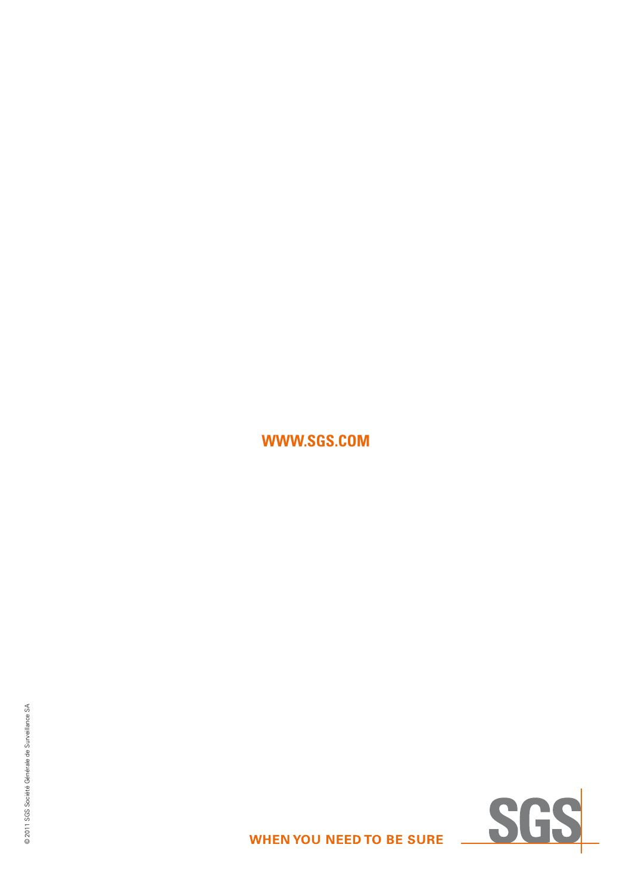WWW.SGS.COM

© 2011 SGS Société Générale de Surveillance SA

WHEN YOU NEED TO BE SURE

SGS